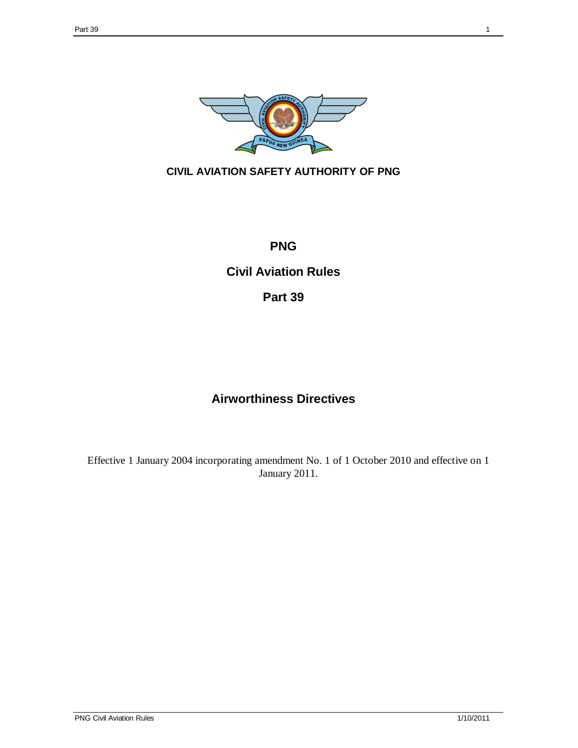**CIVIL AVIATION SAFETY AUTHORITY OF PNG**

# PNG

# Civil Aviation Rules

# Part 39

## Airworthiness Directives

Effective 1 January 2004 incorporating amendment No. 1 of 1 October 2010 and effective on 1 January 2011.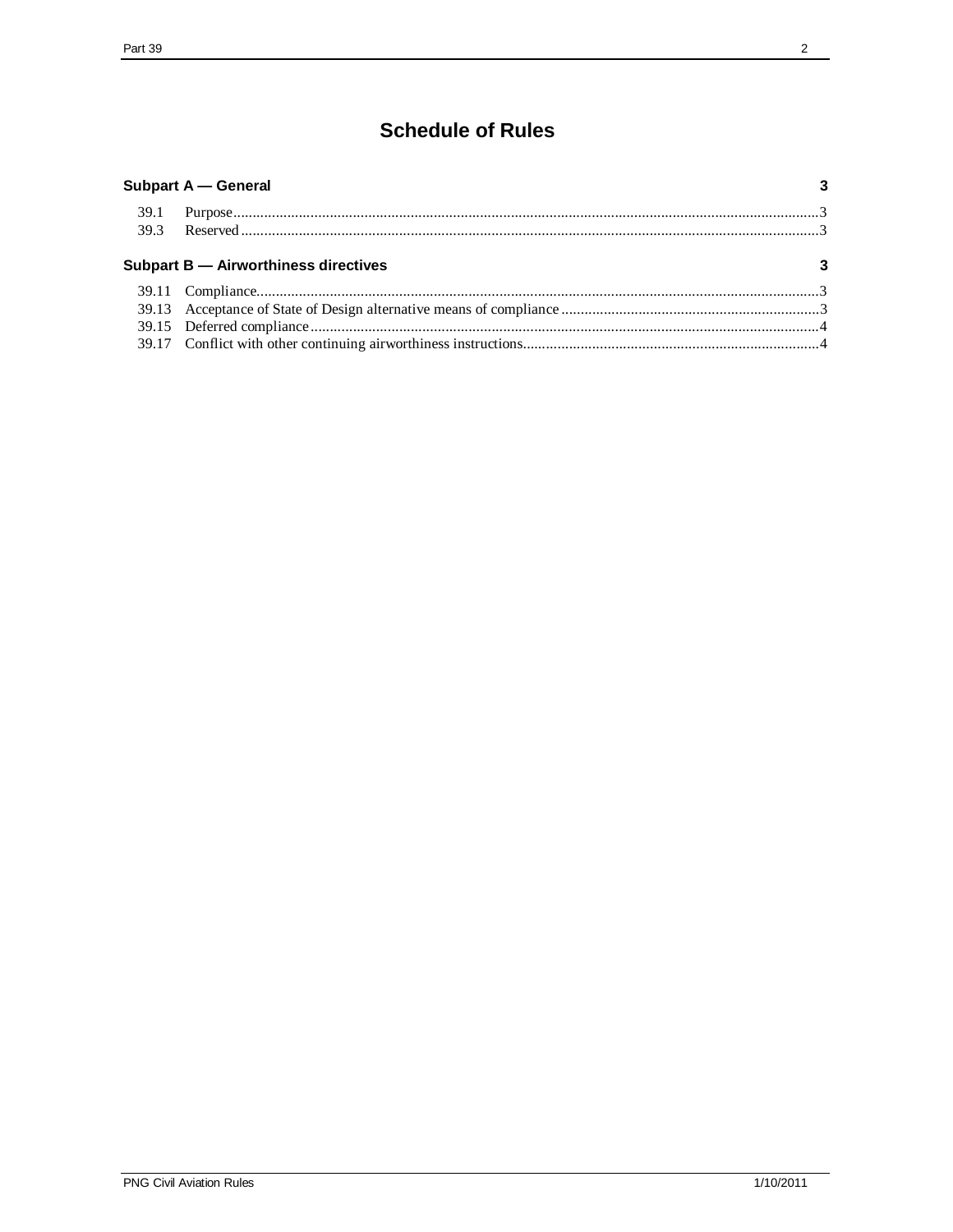# Schedule of Rules

**Subpart A — General** 3

39.1 Purpose 3
39.3 Reserved 3

**Subpart B — Airworthiness directives** 3

39.11 Compliance 3
39.13 Acceptance of State of Design alternative means of compliance 3
39.15 Deferred compliance 4
39.17 Conflict with other continuing airworthiness instructions 4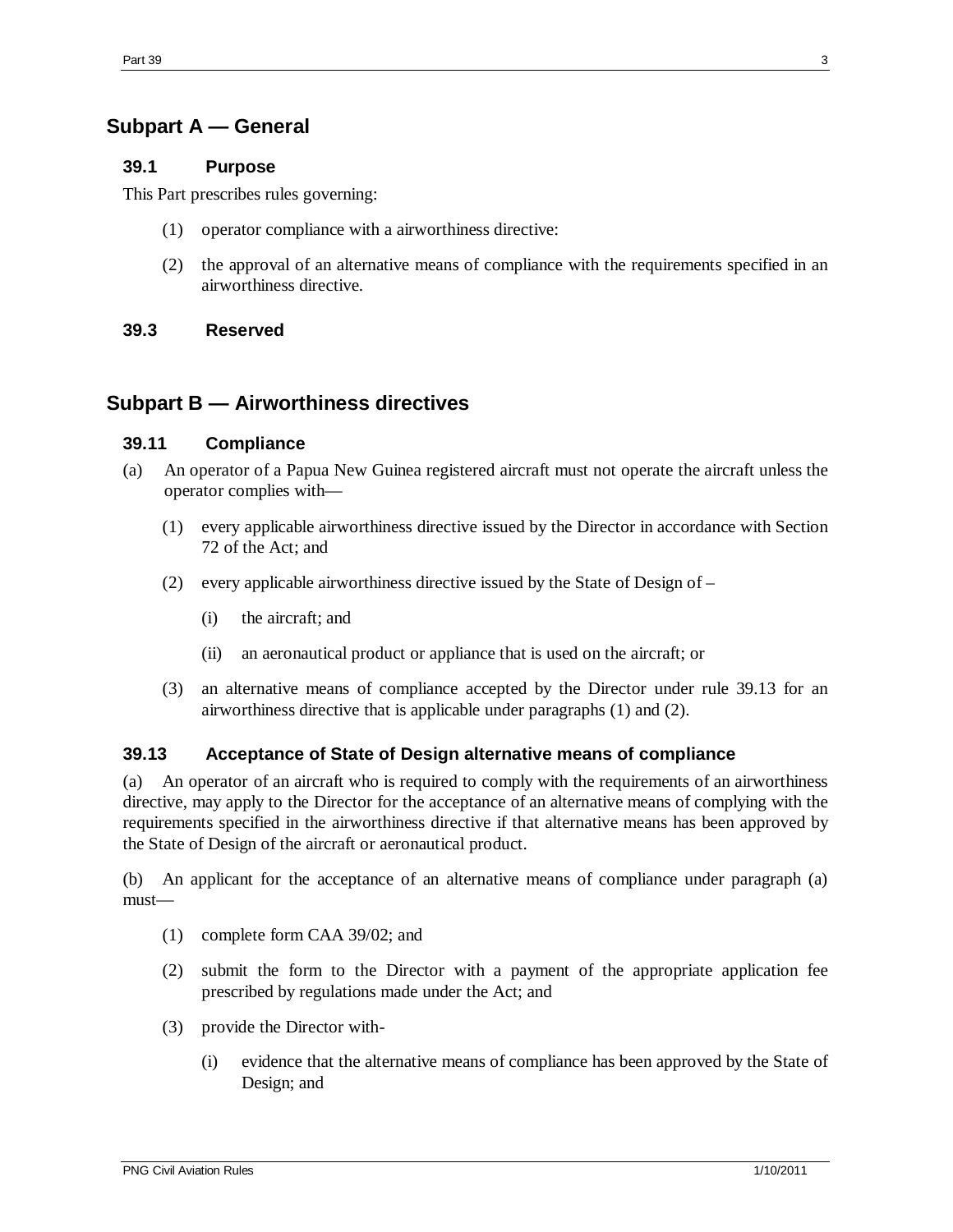## Subpart A — General

### 39.1 Purpose

This Part prescribes rules governing:

(1) operator compliance with a airworthiness directive:

(2) the approval of an alternative means of compliance with the requirements specified in an airworthiness directive.

### 39.3 Reserved

## Subpart B — Airworthiness directives

### 39.11 Compliance

(a) An operator of a Papua New Guinea registered aircraft must not operate the aircraft unless the operator complies with—

(1) every applicable airworthiness directive issued by the Director in accordance with Section 72 of the Act; and

(2) every applicable airworthiness directive issued by the State of Design of –

(i) the aircraft; and

(ii) an aeronautical product or appliance that is used on the aircraft; or

(3) an alternative means of compliance accepted by the Director under rule 39.13 for an airworthiness directive that is applicable under paragraphs (1) and (2).

### 39.13 Acceptance of State of Design alternative means of compliance

(a) An operator of an aircraft who is required to comply with the requirements of an airworthiness directive, may apply to the Director for the acceptance of an alternative means of complying with the requirements specified in the airworthiness directive if that alternative means has been approved by the State of Design of the aircraft or aeronautical product.

(b) An applicant for the acceptance of an alternative means of compliance under paragraph (a) must—

(1) complete form CAA 39/02; and

(2) submit the form to the Director with a payment of the appropriate application fee prescribed by regulations made under the Act; and

(3) provide the Director with-

(i) evidence that the alternative means of compliance has been approved by the State of Design; and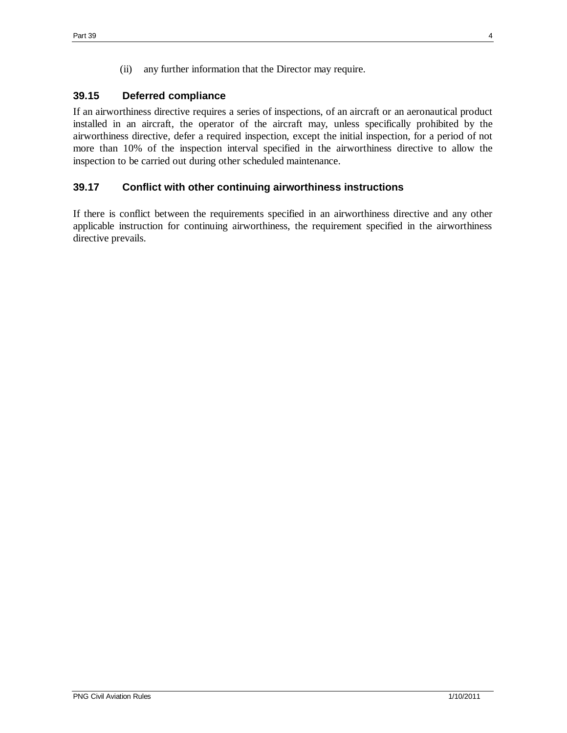(ii) any further information that the Director may require.

### 39.15 Deferred compliance

If an airworthiness directive requires a series of inspections, of an aircraft or an aeronautical product installed in an aircraft, the operator of the aircraft may, unless specifically prohibited by the airworthiness directive, defer a required inspection, except the initial inspection, for a period of not more than 10% of the inspection interval specified in the airworthiness directive to allow the inspection to be carried out during other scheduled maintenance.

### 39.17 Conflict with other continuing airworthiness instructions

If there is conflict between the requirements specified in an airworthiness directive and any other applicable instruction for continuing airworthiness, the requirement specified in the airworthiness directive prevails.